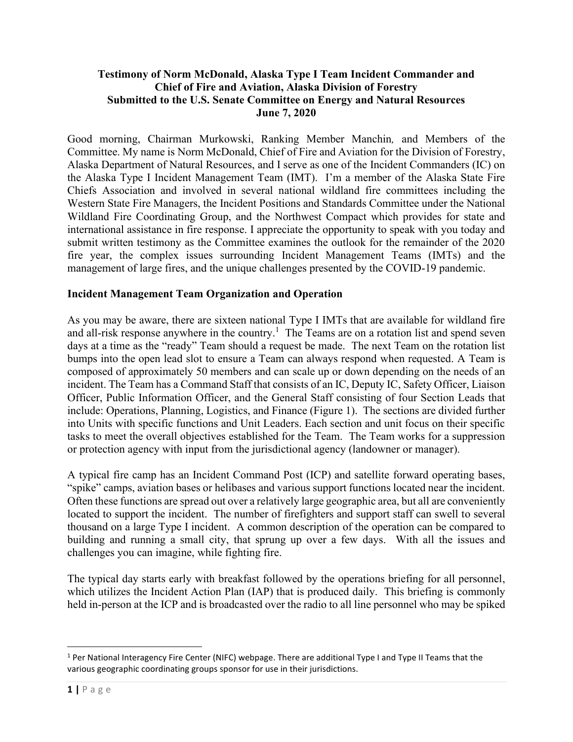**Testimony of Norm McDonald, Alaska Type I Team Incident Commander and Chief of Fire and Aviation, Alaska Division of Forestry Submitted to the U.S. Senate Committee on Energy and Natural Resources June 7, 2020**

Good morning, Chairman Murkowski, Ranking Member Manchin, and Members of the Committee. My name is Norm McDonald, Chief of Fire and Aviation for the Division of Forestry, Alaska Department of Natural Resources, and I serve as one of the Incident Commanders (IC) on the Alaska Type I Incident Management Team (IMT). I'm a member of the Alaska State Fire Chiefs Association and involved in several national wildland fire committees including the Western State Fire Managers, the Incident Positions and Standards Committee under the National Wildland Fire Coordinating Group, and the Northwest Compact which provides for state and international assistance in fire response. I appreciate the opportunity to speak with you today and submit written testimony as the Committee examines the outlook for the remainder of the 2020 fire year, the complex issues surrounding Incident Management Teams (IMTs) and the management of large fires, and the unique challenges presented by the COVID-19 pandemic.

## Incident Management Team Organization and Operation

As you may be aware, there are sixteen national Type I IMTs that are available for wildland fire and all-risk response anywhere in the country.[1] The Teams are on a rotation list and spend seven days at a time as the "ready" Team should a request be made. The next Team on the rotation list bumps into the open lead slot to ensure a Team can always respond when requested. A Team is composed of approximately 50 members and can scale up or down depending on the needs of an incident. The Team has a Command Staff that consists of an IC, Deputy IC, Safety Officer, Liaison Officer, Public Information Officer, and the General Staff consisting of four Section Leads that include: Operations, Planning, Logistics, and Finance (Figure 1). The sections are divided further into Units with specific functions and Unit Leaders. Each section and unit focus on their specific tasks to meet the overall objectives established for the Team. The Team works for a suppression or protection agency with input from the jurisdictional agency (landowner or manager).

A typical fire camp has an Incident Command Post (ICP) and satellite forward operating bases, "spike" camps, aviation bases or helibases and various support functions located near the incident. Often these functions are spread out over a relatively large geographic area, but all are conveniently located to support the incident. The number of firefighters and support staff can swell to several thousand on a large Type I incident. A common description of the operation can be compared to building and running a small city, that sprung up over a few days. With all the issues and challenges you can imagine, while fighting fire.

The typical day starts early with breakfast followed by the operations briefing for all personnel, which utilizes the Incident Action Plan (IAP) that is produced daily. This briefing is commonly held in-person at the ICP and is broadcasted over the radio to all line personnel who may be spiked

[1] Per National Interagency Fire Center (NIFC) webpage. There are additional Type I and Type II Teams that the various geographic coordinating groups sponsor for use in their jurisdictions.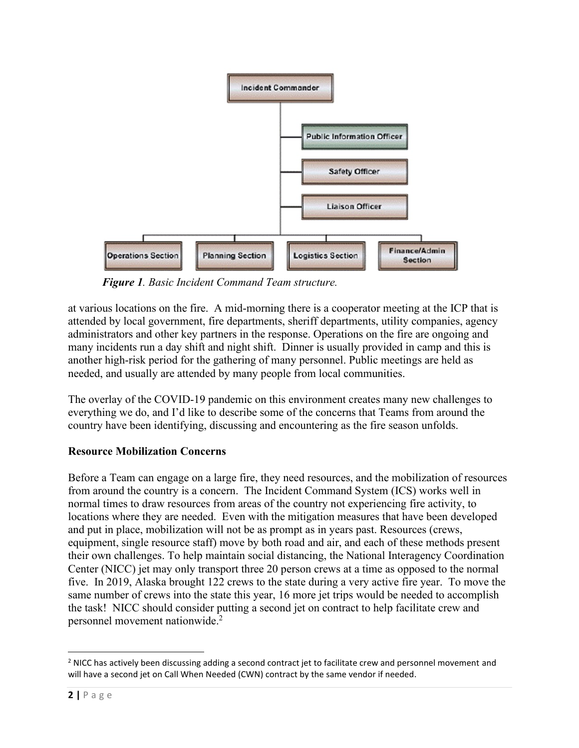Incident Commander

Public Information Officer

Safety Officer

Liaison Officer

Operations Section | Planning Section | Logistics Section | Finance/Admin Section

***Figure 1**. Basic Incident Command Team structure.*

at various locations on the fire. A mid-morning there is a cooperator meeting at the ICP that is attended by local government, fire departments, sheriff departments, utility companies, agency administrators and other key partners in the response. Operations on the fire are ongoing and many incidents run a day shift and night shift. Dinner is usually provided in camp and this is another high-risk period for the gathering of many personnel. Public meetings are held as needed, and usually are attended by many people from local communities.

The overlay of the COVID-19 pandemic on this environment creates many new challenges to everything we do, and I'd like to describe some of the concerns that Teams from around the country have been identifying, discussing and encountering as the fire season unfolds.

**Resource Mobilization Concerns**

Before a Team can engage on a large fire, they need resources, and the mobilization of resources from around the country is a concern. The Incident Command System (ICS) works well in normal times to draw resources from areas of the country not experiencing fire activity, to locations where they are needed. Even with the mitigation measures that have been developed and put in place, mobilization will not be as prompt as in years past. Resources (crews, equipment, single resource staff) move by both road and air, and each of these methods present their own challenges. To help maintain social distancing, the National Interagency Coordination Center (NICC) jet may only transport three 20 person crews at a time as opposed to the normal five. In 2019, Alaska brought 122 crews to the state during a very active fire year. To move the same number of crews into the state this year, 16 more jet trips would be needed to accomplish the task! NICC should consider putting a second jet on contract to help facilitate crew and personnel movement nationwide.[2]

[2] NICC has actively been discussing adding a second contract jet to facilitate crew and personnel movement and will have a second jet on Call When Needed (CWN) contract by the same vendor if needed.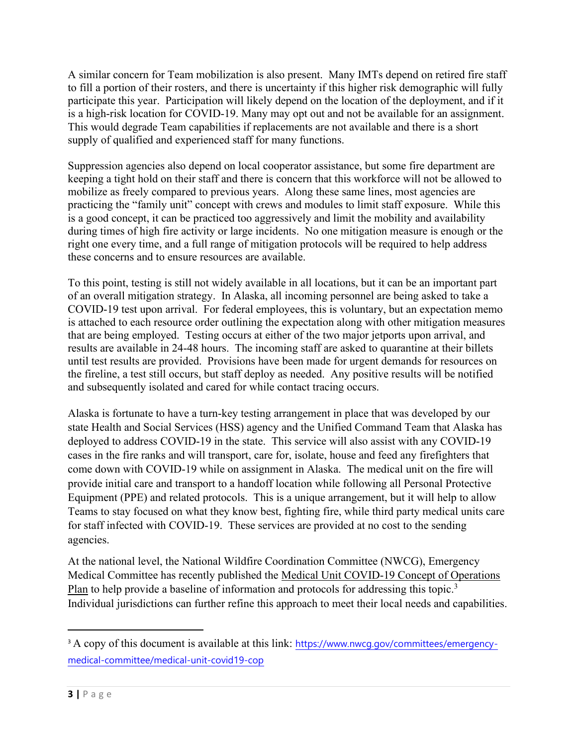A similar concern for Team mobilization is also present. Many IMTs depend on retired fire staff to fill a portion of their rosters, and there is uncertainty if this higher risk demographic will fully participate this year. Participation will likely depend on the location of the deployment, and if it is a high-risk location for COVID-19. Many may opt out and not be available for an assignment. This would degrade Team capabilities if replacements are not available and there is a short supply of qualified and experienced staff for many functions.

Suppression agencies also depend on local cooperator assistance, but some fire department are keeping a tight hold on their staff and there is concern that this workforce will not be allowed to mobilize as freely compared to previous years. Along these same lines, most agencies are practicing the "family unit" concept with crews and modules to limit staff exposure. While this is a good concept, it can be practiced too aggressively and limit the mobility and availability during times of high fire activity or large incidents. No one mitigation measure is enough or the right one every time, and a full range of mitigation protocols will be required to help address these concerns and to ensure resources are available.

To this point, testing is still not widely available in all locations, but it can be an important part of an overall mitigation strategy. In Alaska, all incoming personnel are being asked to take a COVID-19 test upon arrival. For federal employees, this is voluntary, but an expectation memo is attached to each resource order outlining the expectation along with other mitigation measures that are being employed. Testing occurs at either of the two major jetports upon arrival, and results are available in 24-48 hours. The incoming staff are asked to quarantine at their billets until test results are provided. Provisions have been made for urgent demands for resources on the fireline, a test still occurs, but staff deploy as needed. Any positive results will be notified and subsequently isolated and cared for while contact tracing occurs.

Alaska is fortunate to have a turn-key testing arrangement in place that was developed by our state Health and Social Services (HSS) agency and the Unified Command Team that Alaska has deployed to address COVID-19 in the state. This service will also assist with any COVID-19 cases in the fire ranks and will transport, care for, isolate, house and feed any firefighters that come down with COVID-19 while on assignment in Alaska. The medical unit on the fire will provide initial care and transport to a handoff location while following all Personal Protective Equipment (PPE) and related protocols. This is a unique arrangement, but it will help to allow Teams to stay focused on what they know best, fighting fire, while third party medical units care for staff infected with COVID-19. These services are provided at no cost to the sending agencies.

At the national level, the National Wildfire Coordination Committee (NWCG), Emergency Medical Committee has recently published the Medical Unit COVID-19 Concept of Operations Plan to help provide a baseline of information and protocols for addressing this topic.[3] Individual jurisdictions can further refine this approach to meet their local needs and capabilities.

[3] A copy of this document is available at this link: https://www.nwcg.gov/committees/emergency-medical-committee/medical-unit-covid19-cop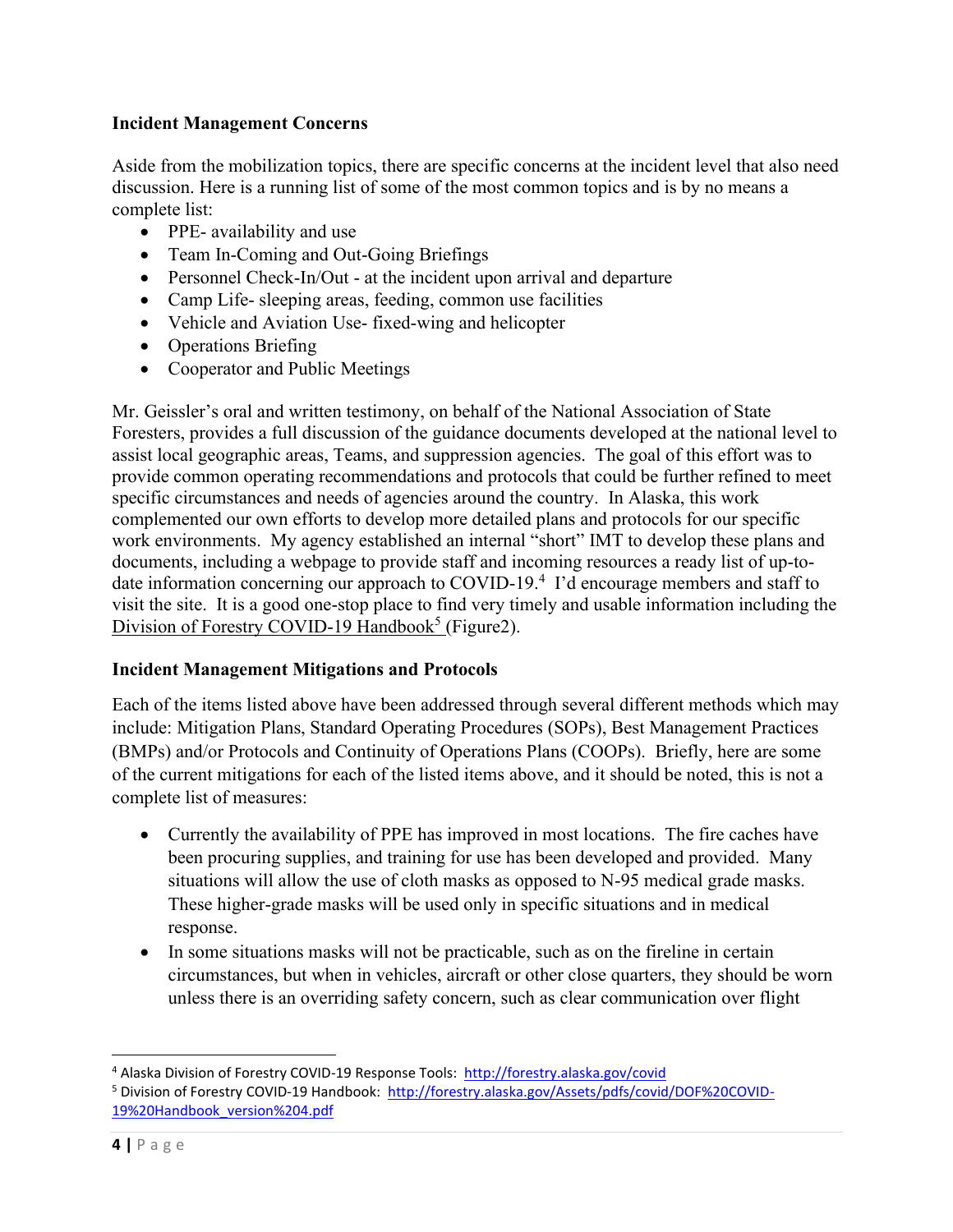**Incident Management Concerns**

Aside from the mobilization topics, there are specific concerns at the incident level that also need discussion. Here is a running list of some of the most common topics and is by no means a complete list:

- PPE- availability and use
- Team In-Coming and Out-Going Briefings
- Personnel Check-In/Out - at the incident upon arrival and departure
- Camp Life- sleeping areas, feeding, common use facilities
- Vehicle and Aviation Use- fixed-wing and helicopter
- Operations Briefing
- Cooperator and Public Meetings

Mr. Geissler's oral and written testimony, on behalf of the National Association of State Foresters, provides a full discussion of the guidance documents developed at the national level to assist local geographic areas, Teams, and suppression agencies. The goal of this effort was to provide common operating recommendations and protocols that could be further refined to meet specific circumstances and needs of agencies around the country. In Alaska, this work complemented our own efforts to develop more detailed plans and protocols for our specific work environments. My agency established an internal "short" IMT to develop these plans and documents, including a webpage to provide staff and incoming resources a ready list of up-to-date information concerning our approach to COVID-19.[4] I'd encourage members and staff to visit the site. It is a good one-stop place to find very timely and usable information including the Division of Forestry COVID-19 Handbook[5] (Figure2).

**Incident Management Mitigations and Protocols**

Each of the items listed above have been addressed through several different methods which may include: Mitigation Plans, Standard Operating Procedures (SOPs), Best Management Practices (BMPs) and/or Protocols and Continuity of Operations Plans (COOPs). Briefly, here are some of the current mitigations for each of the listed items above, and it should be noted, this is not a complete list of measures:

- Currently the availability of PPE has improved in most locations. The fire caches have been procuring supplies, and training for use has been developed and provided. Many situations will allow the use of cloth masks as opposed to N-95 medical grade masks. These higher-grade masks will be used only in specific situations and in medical response.
- In some situations masks will not be practicable, such as on the fireline in certain circumstances, but when in vehicles, aircraft or other close quarters, they should be worn unless there is an overriding safety concern, such as clear communication over flight

[4] Alaska Division of Forestry COVID-19 Response Tools: http://forestry.alaska.gov/covid

[5] Division of Forestry COVID-19 Handbook: http://forestry.alaska.gov/Assets/pdfs/covid/DOF%20COVID-19%20Handbook_version%204.pdf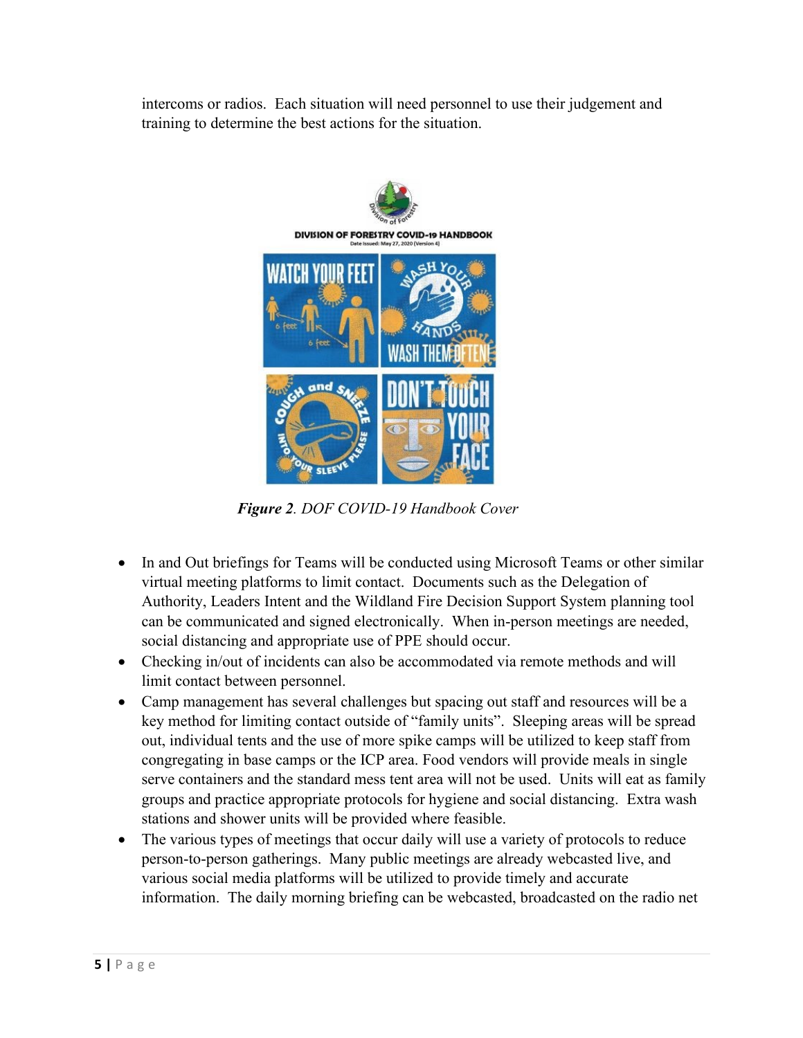intercoms or radios. Each situation will need personnel to use their judgement and training to determine the best actions for the situation.

***Figure 2****. DOF COVID-19 Handbook Cover*

- In and Out briefings for Teams will be conducted using Microsoft Teams or other similar virtual meeting platforms to limit contact. Documents such as the Delegation of Authority, Leaders Intent and the Wildland Fire Decision Support System planning tool can be communicated and signed electronically. When in-person meetings are needed, social distancing and appropriate use of PPE should occur.
- Checking in/out of incidents can also be accommodated via remote methods and will limit contact between personnel.
- Camp management has several challenges but spacing out staff and resources will be a key method for limiting contact outside of "family units". Sleeping areas will be spread out, individual tents and the use of more spike camps will be utilized to keep staff from congregating in base camps or the ICP area. Food vendors will provide meals in single serve containers and the standard mess tent area will not be used. Units will eat as family groups and practice appropriate protocols for hygiene and social distancing. Extra wash stations and shower units will be provided where feasible.
- The various types of meetings that occur daily will use a variety of protocols to reduce person-to-person gatherings. Many public meetings are already webcasted live, and various social media platforms will be utilized to provide timely and accurate information. The daily morning briefing can be webcasted, broadcasted on the radio net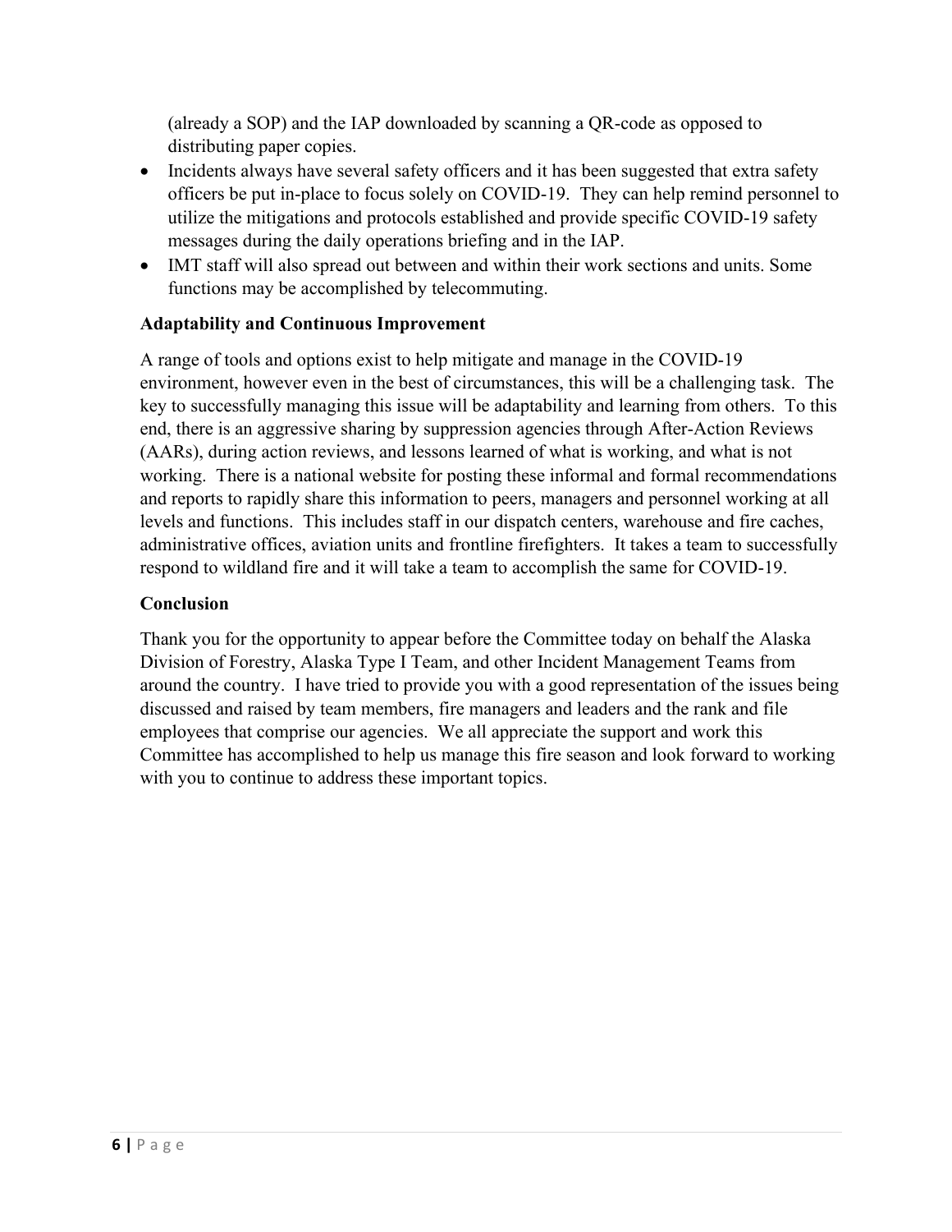(already a SOP) and the IAP downloaded by scanning a QR-code as opposed to distributing paper copies.

- Incidents always have several safety officers and it has been suggested that extra safety officers be put in-place to focus solely on COVID-19. They can help remind personnel to utilize the mitigations and protocols established and provide specific COVID-19 safety messages during the daily operations briefing and in the IAP.
- IMT staff will also spread out between and within their work sections and units. Some functions may be accomplished by telecommuting.

**Adaptability and Continuous Improvement**

A range of tools and options exist to help mitigate and manage in the COVID-19 environment, however even in the best of circumstances, this will be a challenging task. The key to successfully managing this issue will be adaptability and learning from others. To this end, there is an aggressive sharing by suppression agencies through After-Action Reviews (AARs), during action reviews, and lessons learned of what is working, and what is not working. There is a national website for posting these informal and formal recommendations and reports to rapidly share this information to peers, managers and personnel working at all levels and functions. This includes staff in our dispatch centers, warehouse and fire caches, administrative offices, aviation units and frontline firefighters. It takes a team to successfully respond to wildland fire and it will take a team to accomplish the same for COVID-19.

**Conclusion**

Thank you for the opportunity to appear before the Committee today on behalf the Alaska Division of Forestry, Alaska Type I Team, and other Incident Management Teams from around the country. I have tried to provide you with a good representation of the issues being discussed and raised by team members, fire managers and leaders and the rank and file employees that comprise our agencies. We all appreciate the support and work this Committee has accomplished to help us manage this fire season and look forward to working with you to continue to address these important topics.